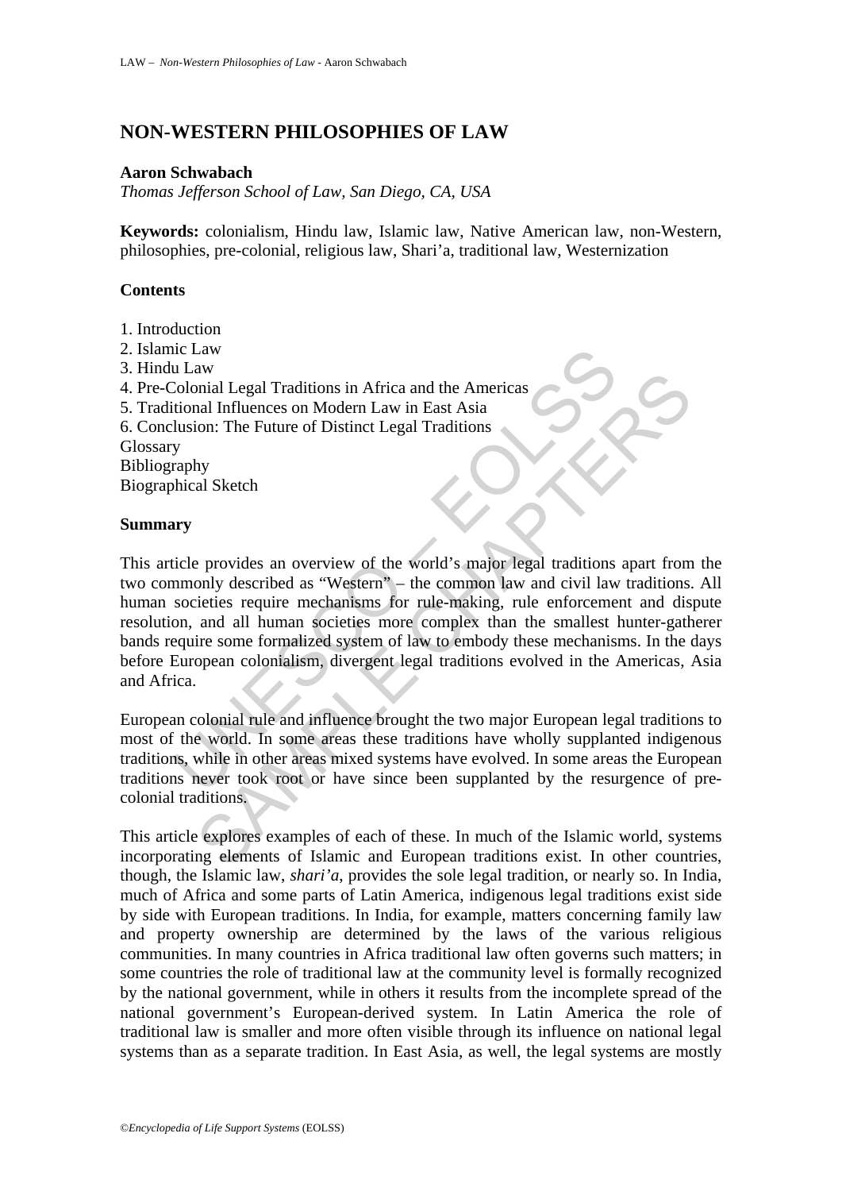# NON-WESTERN PHILOSOPHIES OF LAW

**Aaron Schwabach**

*Thomas Jefferson School of Law, San Diego, CA, USA*

**Keywords:** colonialism, Hindu law, Islamic law, Native American law, non-Western, philosophies, pre-colonial, religious law, Shari'a, traditional law, Westernization

## Contents

1. Introduction
2. Islamic Law
3. Hindu Law
4. Pre-Colonial Legal Traditions in Africa and the Americas
5. Traditional Influences on Modern Law in East Asia
6. Conclusion: The Future of Distinct Legal Traditions

Glossary
Bibliography
Biographical Sketch

## Summary

This article provides an overview of the world's major legal traditions apart from the two commonly described as "Western" – the common law and civil law traditions. All human societies require mechanisms for rule-making, rule enforcement and dispute resolution, and all human societies more complex than the smallest hunter-gatherer bands require some formalized system of law to embody these mechanisms. In the days before European colonialism, divergent legal traditions evolved in the Americas, Asia and Africa.

European colonial rule and influence brought the two major European legal traditions to most of the world. In some areas these traditions have wholly supplanted indigenous traditions, while in other areas mixed systems have evolved. In some areas the European traditions never took root or have since been supplanted by the resurgence of pre-colonial traditions.

This article explores examples of each of these. In much of the Islamic world, systems incorporating elements of Islamic and European traditions exist. In other countries, though, the Islamic law, *shari'a*, provides the sole legal tradition, or nearly so. In India, much of Africa and some parts of Latin America, indigenous legal traditions exist side by side with European traditions. In India, for example, matters concerning family law and property ownership are determined by the laws of the various religious communities. In many countries in Africa traditional law often governs such matters; in some countries the role of traditional law at the community level is formally recognized by the national government, while in others it results from the incomplete spread of the national government's European-derived system. In Latin America the role of traditional law is smaller and more often visible through its influence on national legal systems than as a separate tradition. In East Asia, as well, the legal systems are mostly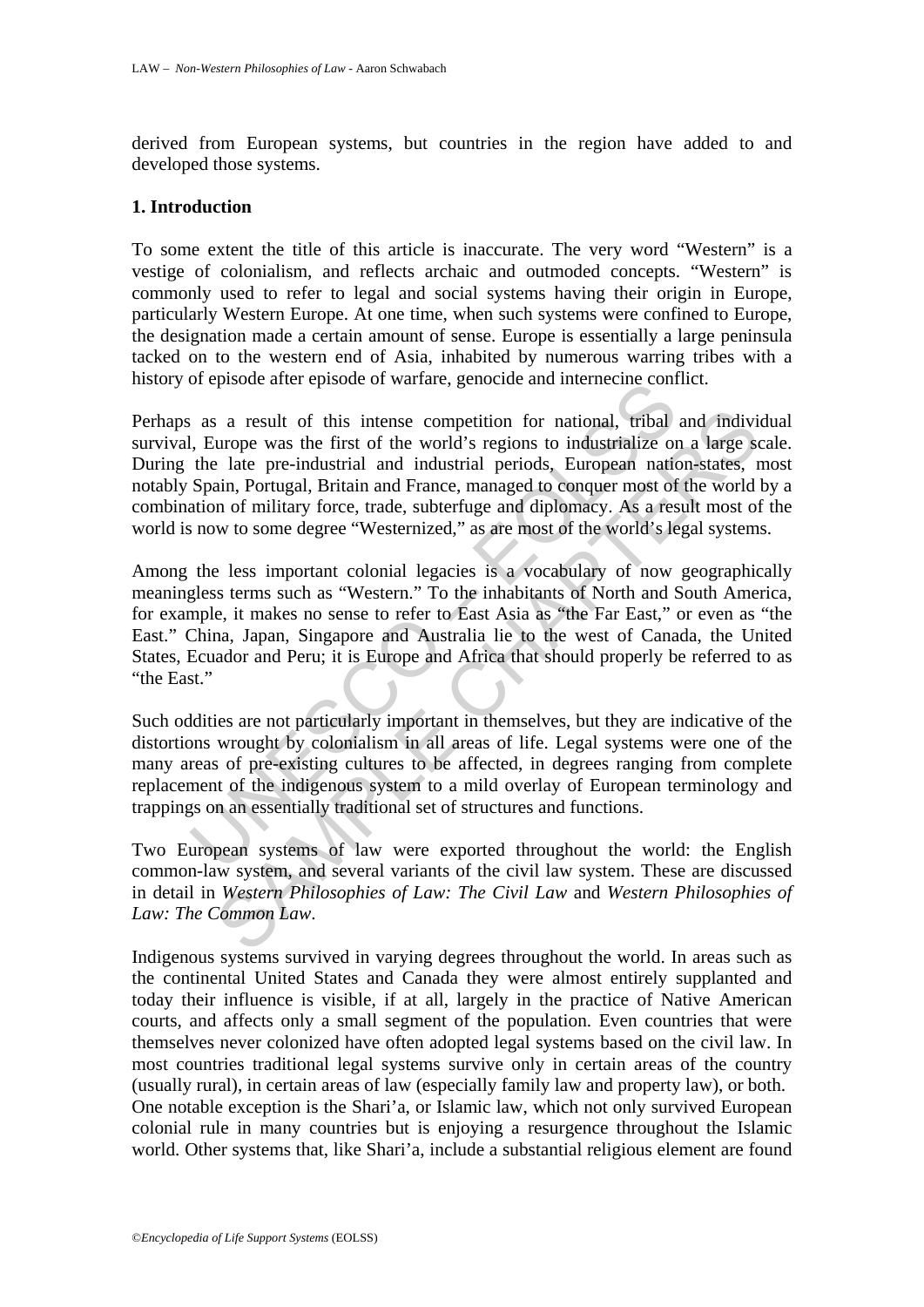derived from European systems, but countries in the region have added to and developed those systems.

## 1. Introduction

To some extent the title of this article is inaccurate. The very word "Western" is a vestige of colonialism, and reflects archaic and outmoded concepts. "Western" is commonly used to refer to legal and social systems having their origin in Europe, particularly Western Europe. At one time, when such systems were confined to Europe, the designation made a certain amount of sense. Europe is essentially a large peninsula tacked on to the western end of Asia, inhabited by numerous warring tribes with a history of episode after episode of warfare, genocide and internecine conflict.

Perhaps as a result of this intense competition for national, tribal and individual survival, Europe was the first of the world's regions to industrialize on a large scale. During the late pre-industrial and industrial periods, European nation-states, most notably Spain, Portugal, Britain and France, managed to conquer most of the world by a combination of military force, trade, subterfuge and diplomacy. As a result most of the world is now to some degree "Westernized," as are most of the world's legal systems.

Among the less important colonial legacies is a vocabulary of now geographically meaningless terms such as "Western." To the inhabitants of North and South America, for example, it makes no sense to refer to East Asia as "the Far East," or even as "the East." China, Japan, Singapore and Australia lie to the west of Canada, the United States, Ecuador and Peru; it is Europe and Africa that should properly be referred to as "the East."

Such oddities are not particularly important in themselves, but they are indicative of the distortions wrought by colonialism in all areas of life. Legal systems were one of the many areas of pre-existing cultures to be affected, in degrees ranging from complete replacement of the indigenous system to a mild overlay of European terminology and trappings on an essentially traditional set of structures and functions.

Two European systems of law were exported throughout the world: the English common-law system, and several variants of the civil law system. These are discussed in detail in *Western Philosophies of Law: The Civil Law* and *Western Philosophies of Law: The Common Law*.

Indigenous systems survived in varying degrees throughout the world. In areas such as the continental United States and Canada they were almost entirely supplanted and today their influence is visible, if at all, largely in the practice of Native American courts, and affects only a small segment of the population. Even countries that were themselves never colonized have often adopted legal systems based on the civil law. In most countries traditional legal systems survive only in certain areas of the country (usually rural), in certain areas of law (especially family law and property law), or both. One notable exception is the Shari'a, or Islamic law, which not only survived European colonial rule in many countries but is enjoying a resurgence throughout the Islamic world. Other systems that, like Shari'a, include a substantial religious element are found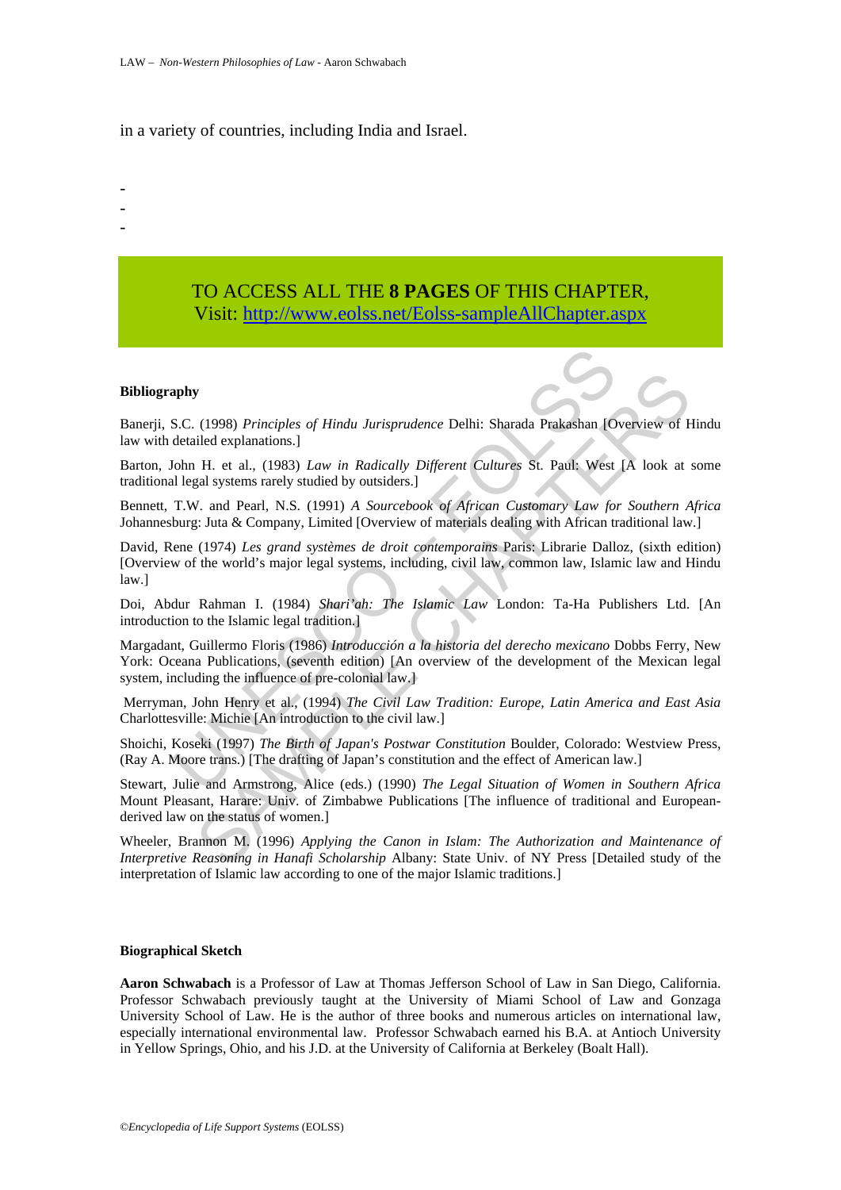in a variety of countries, including India and Israel.

-
-
-

TO ACCESS ALL THE **8 PAGES** OF THIS CHAPTER,
Visit: http://www.eolss.net/Eolss-sampleAllChapter.aspx

**Bibliography**

Banerji, S.C. (1998) *Principles of Hindu Jurisprudence* Delhi: Sharada Prakashan [Overview of Hindu law with detailed explanations.]

Barton, John H. et al., (1983) *Law in Radically Different Cultures* St. Paul: West [A look at some traditional legal systems rarely studied by outsiders.]

Bennett, T.W. and Pearl, N.S. (1991) *A Sourcebook of African Customary Law for Southern Africa* Johannesburg: Juta & Company, Limited [Overview of materials dealing with African traditional law.]

David, Rene (1974) *Les grand systèmes de droit contemporains* Paris: Librarie Dalloz, (sixth edition) [Overview of the world's major legal systems, including, civil law, common law, Islamic law and Hindu law.]

Doi, Abdur Rahman I. (1984) *Shari'ah: The Islamic Law* London: Ta-Ha Publishers Ltd. [An introduction to the Islamic legal tradition.]

Margadant, Guillermo Floris (1986) *Introducción a la historia del derecho mexicano* Dobbs Ferry, New York: Oceana Publications, (seventh edition) [An overview of the development of the Mexican legal system, including the influence of pre-colonial law.]

Merryman, John Henry et al., (1994) *The Civil Law Tradition: Europe, Latin America and East Asia* Charlottesville: Michie [An introduction to the civil law.]

Shoichi, Koseki (1997) *The Birth of Japan's Postwar Constitution* Boulder, Colorado: Westview Press, (Ray A. Moore trans.) [The drafting of Japan's constitution and the effect of American law.]

Stewart, Julie and Armstrong, Alice (eds.) (1990) *The Legal Situation of Women in Southern Africa* Mount Pleasant, Harare: Univ. of Zimbabwe Publications [The influence of traditional and European-derived law on the status of women.]

Wheeler, Brannon M. (1996) *Applying the Canon in Islam: The Authorization and Maintenance of Interpretive Reasoning in Hanafi Scholarship* Albany: State Univ. of NY Press [Detailed study of the interpretation of Islamic law according to one of the major Islamic traditions.]

**Biographical Sketch**

**Aaron Schwabach** is a Professor of Law at Thomas Jefferson School of Law in San Diego, California. Professor Schwabach previously taught at the University of Miami School of Law and Gonzaga University School of Law. He is the author of three books and numerous articles on international law, especially international environmental law. Professor Schwabach earned his B.A. at Antioch University in Yellow Springs, Ohio, and his J.D. at the University of California at Berkeley (Boalt Hall).